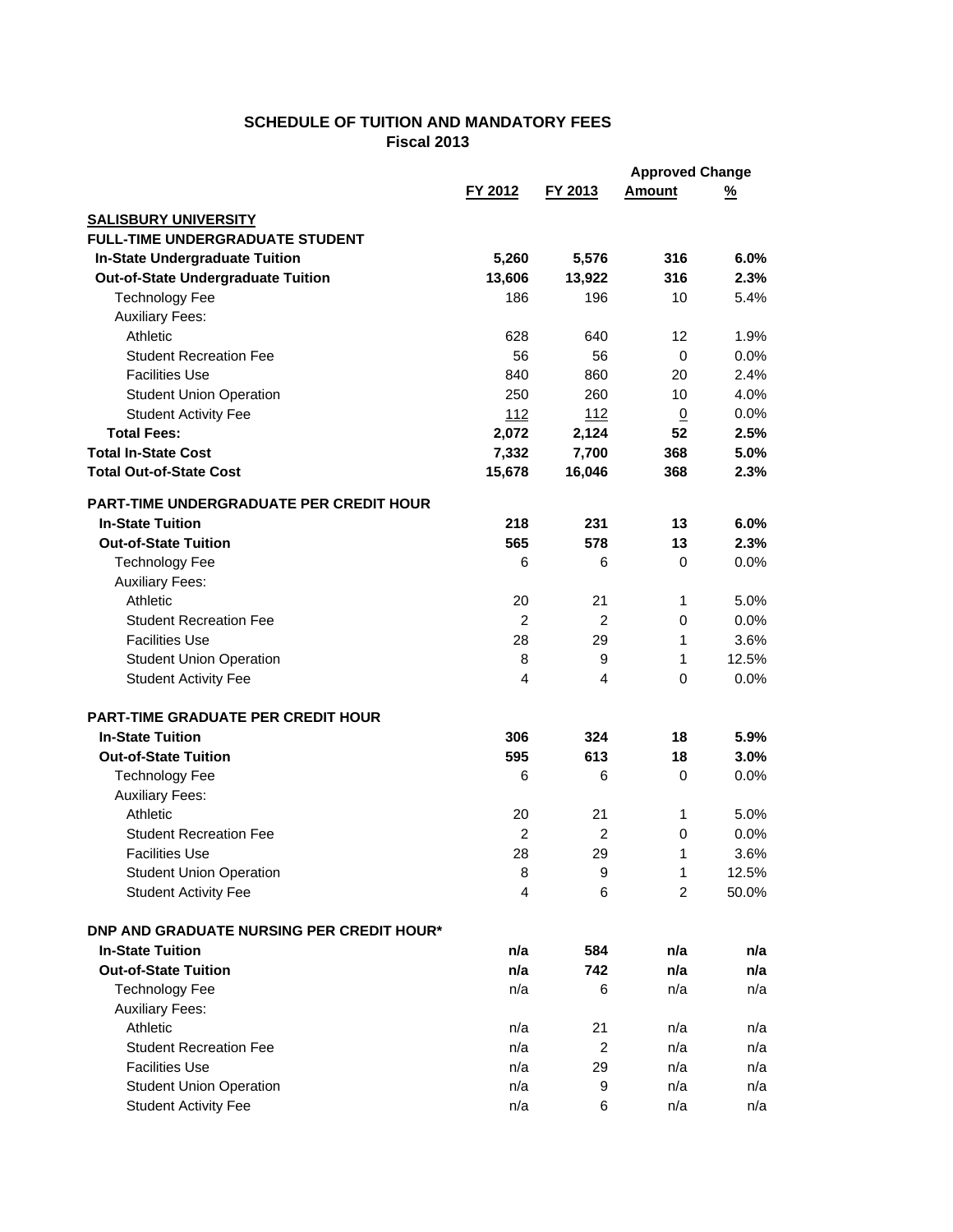## SCHEDULE OF TUITION AND MANDATORY FEES
### Fiscal 2013

| | FY 2012 | FY 2013 | Approved Change Amount | Approved Change % |
|---|---|---|---|---|
| **SALISBURY UNIVERSITY** | | | | |
| **FULL-TIME UNDERGRADUATE STUDENT** | | | | |
| **In-State Undergraduate Tuition** | **5,260** | **5,576** | **316** | **6.0%** |
| **Out-of-State Undergraduate Tuition** | **13,606** | **13,922** | **316** | **2.3%** |
| Technology Fee | 186 | 196 | 10 | 5.4% |
| Auxiliary Fees: | | | | |
| Athletic | 628 | 640 | 12 | 1.9% |
| Student Recreation Fee | 56 | 56 | 0 | 0.0% |
| Facilities Use | 840 | 860 | 20 | 2.4% |
| Student Union Operation | 250 | 260 | 10 | 4.0% |
| Student Activity Fee | 112 | 112 | 0 | 0.0% |
| **Total Fees:** | **2,072** | **2,124** | **52** | **2.5%** |
| **Total In-State Cost** | **7,332** | **7,700** | **368** | **5.0%** |
| **Total Out-of-State Cost** | **15,678** | **16,046** | **368** | **2.3%** |
| **PART-TIME UNDERGRADUATE PER CREDIT HOUR** | | | | |
| **In-State Tuition** | **218** | **231** | **13** | **6.0%** |
| **Out-of-State Tuition** | **565** | **578** | **13** | **2.3%** |
| Technology Fee | 6 | 6 | 0 | 0.0% |
| Auxiliary Fees: | | | | |
| Athletic | 20 | 21 | 1 | 5.0% |
| Student Recreation Fee | 2 | 2 | 0 | 0.0% |
| Facilities Use | 28 | 29 | 1 | 3.6% |
| Student Union Operation | 8 | 9 | 1 | 12.5% |
| Student Activity Fee | 4 | 4 | 0 | 0.0% |
| **PART-TIME GRADUATE PER CREDIT HOUR** | | | | |
| **In-State Tuition** | **306** | **324** | **18** | **5.9%** |
| **Out-of-State Tuition** | **595** | **613** | **18** | **3.0%** |
| Technology Fee | 6 | 6 | 0 | 0.0% |
| Auxiliary Fees: | | | | |
| Athletic | 20 | 21 | 1 | 5.0% |
| Student Recreation Fee | 2 | 2 | 0 | 0.0% |
| Facilities Use | 28 | 29 | 1 | 3.6% |
| Student Union Operation | 8 | 9 | 1 | 12.5% |
| Student Activity Fee | 4 | 6 | 2 | 50.0% |
| **DNP AND GRADUATE NURSING PER CREDIT HOUR*** | | | | |
| **In-State Tuition** | **n/a** | **584** | **n/a** | **n/a** |
| **Out-of-State Tuition** | **n/a** | **742** | **n/a** | **n/a** |
| Technology Fee | n/a | 6 | n/a | n/a |
| Auxiliary Fees: | | | | |
| Athletic | n/a | 21 | n/a | n/a |
| Student Recreation Fee | n/a | 2 | n/a | n/a |
| Facilities Use | n/a | 29 | n/a | n/a |
| Student Union Operation | n/a | 9 | n/a | n/a |
| Student Activity Fee | n/a | 6 | n/a | n/a |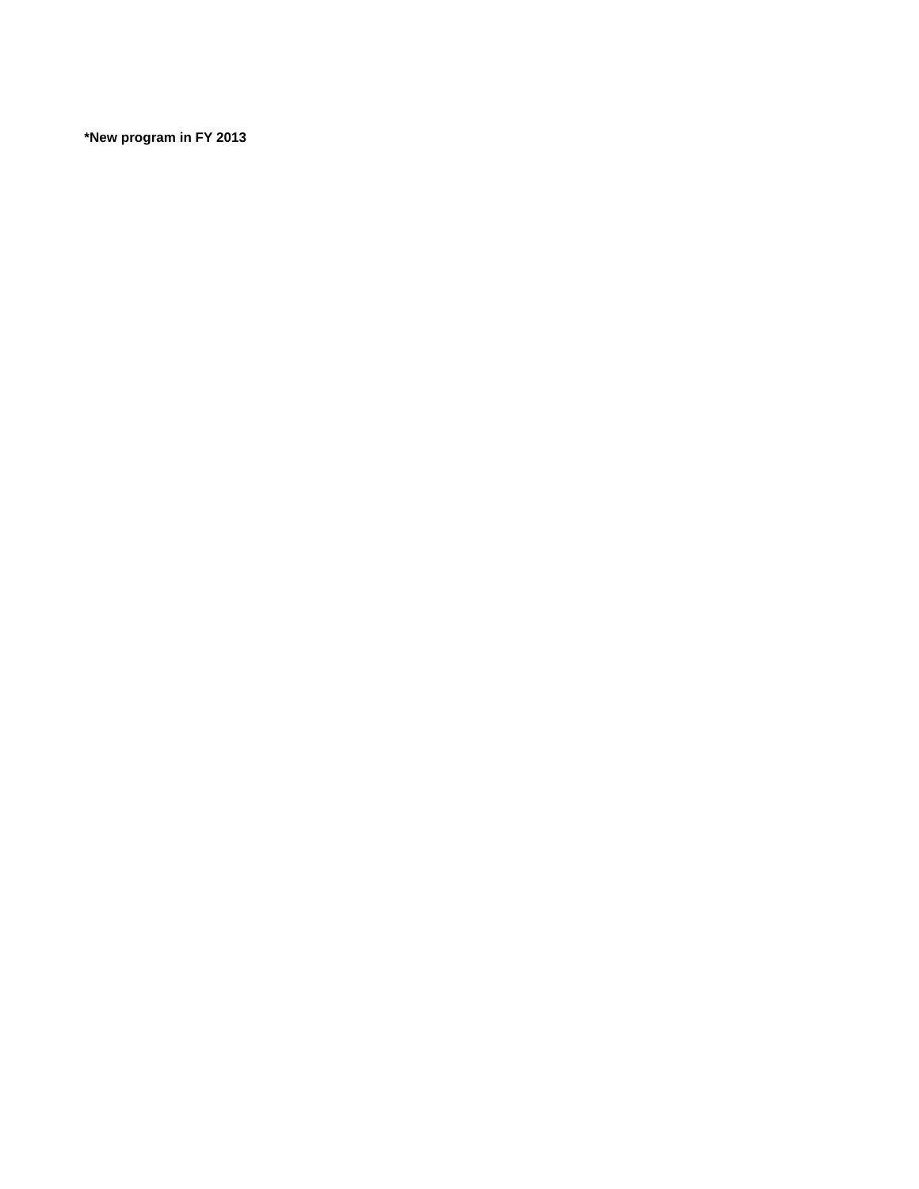**\*New program in FY 2013**